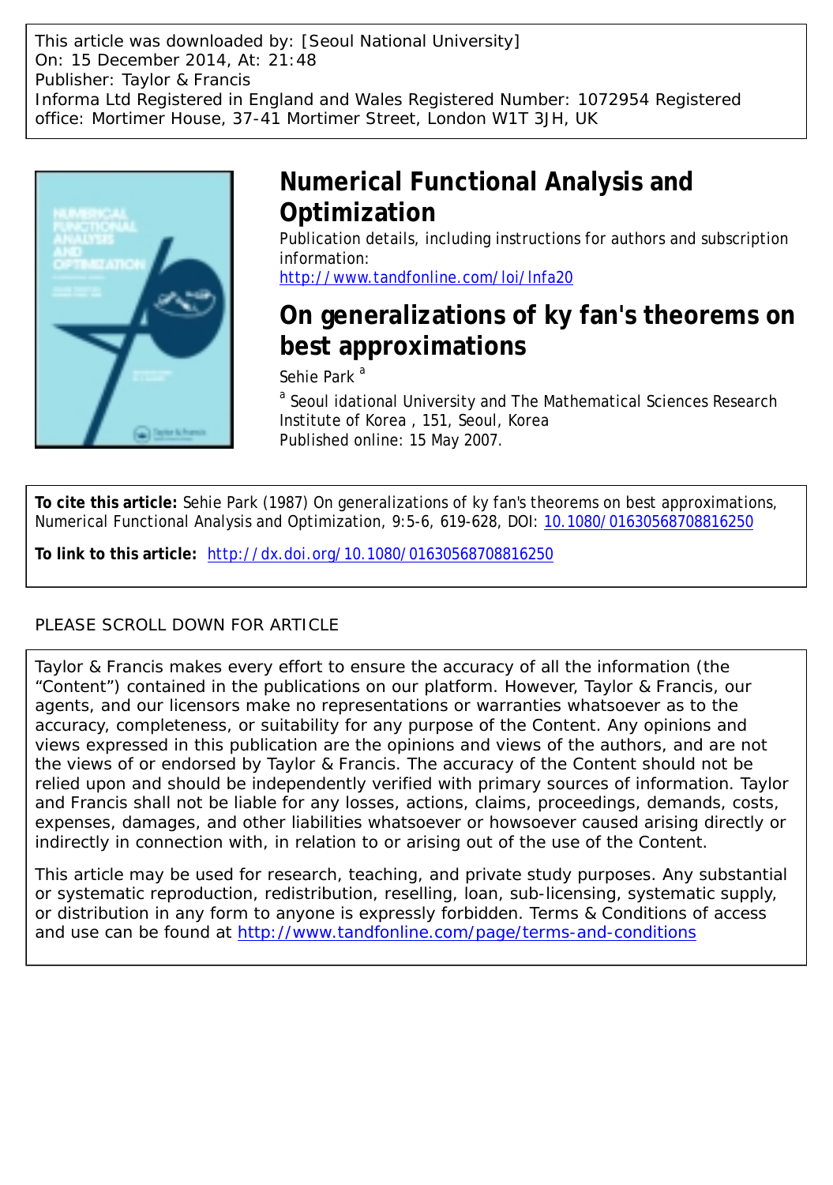This article was downloaded by: [Seoul National University]
On: 15 December 2014, At: 21:48
Publisher: Taylor & Francis
Informa Ltd Registered in England and Wales Registered Number: 1072954 Registered office: Mortimer House, 37-41 Mortimer Street, London W1T 3JH, UK

# Numerical Functional Analysis and Optimization

Publication details, including instructions for authors and subscription information:
http://www.tandfonline.com/loi/lnfa20

# On generalizations of ky fan's theorems on best approximations

Sehie Park [a]

[a] Seoul idational University and The Mathematical Sciences Research Institute of Korea , 151, Seoul, Korea

Published online: 15 May 2007.

**To cite this article:** Sehie Park (1987) On generalizations of ky fan's theorems on best approximations, Numerical Functional Analysis and Optimization, 9:5-6, 619-628, DOI: 10.1080/01630568708816250

**To link to this article:** http://dx.doi.org/10.1080/01630568708816250

PLEASE SCROLL DOWN FOR ARTICLE

Taylor & Francis makes every effort to ensure the accuracy of all the information (the "Content") contained in the publications on our platform. However, Taylor & Francis, our agents, and our licensors make no representations or warranties whatsoever as to the accuracy, completeness, or suitability for any purpose of the Content. Any opinions and views expressed in this publication are the opinions and views of the authors, and are not the views of or endorsed by Taylor & Francis. The accuracy of the Content should not be relied upon and should be independently verified with primary sources of information. Taylor and Francis shall not be liable for any losses, actions, claims, proceedings, demands, costs, expenses, damages, and other liabilities whatsoever or howsoever caused arising directly or indirectly in connection with, in relation to or arising out of the use of the Content.

This article may be used for research, teaching, and private study purposes. Any substantial or systematic reproduction, redistribution, reselling, loan, sub-licensing, systematic supply, or distribution in any form to anyone is expressly forbidden. Terms & Conditions of access and use can be found at http://www.tandfonline.com/page/terms-and-conditions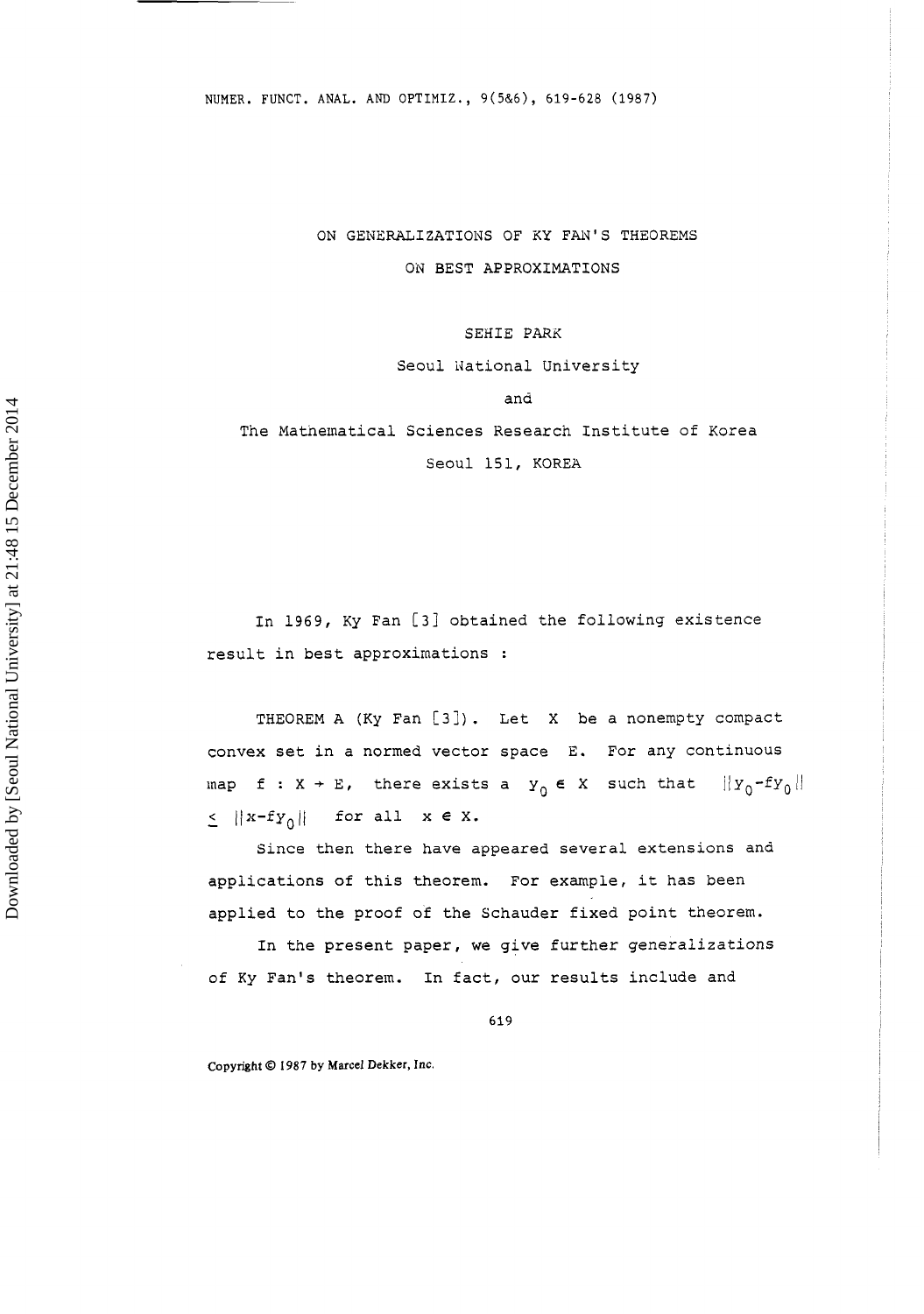# ON GENERALIZATIONS OF KY FAN'S THEOREMS ON BEST APPROXIMATIONS

SEHIE PARK

Seoul National University

and

The Mathematical Sciences Research Institute of Korea

Seoul 151, KOREA

In 1969, Ky Fan [3] obtained the following existence result in best approximations :

THEOREM A (Ky Fan [3]). Let $X$ be a nonempty compact convex set in a normed vector space $E$. For any continuous map $f : X \to E$, there exists a $y_0 \in X$ such that $\|y_0 - fy_0\| \leq \|x - fy_0\|$ for all $x \in X$.

Since then there have appeared several extensions and applications of this theorem. For example, it has been applied to the proof of the Schauder fixed point theorem.

In the present paper, we give further generalizations of Ky Fan's theorem. In fact, our results include and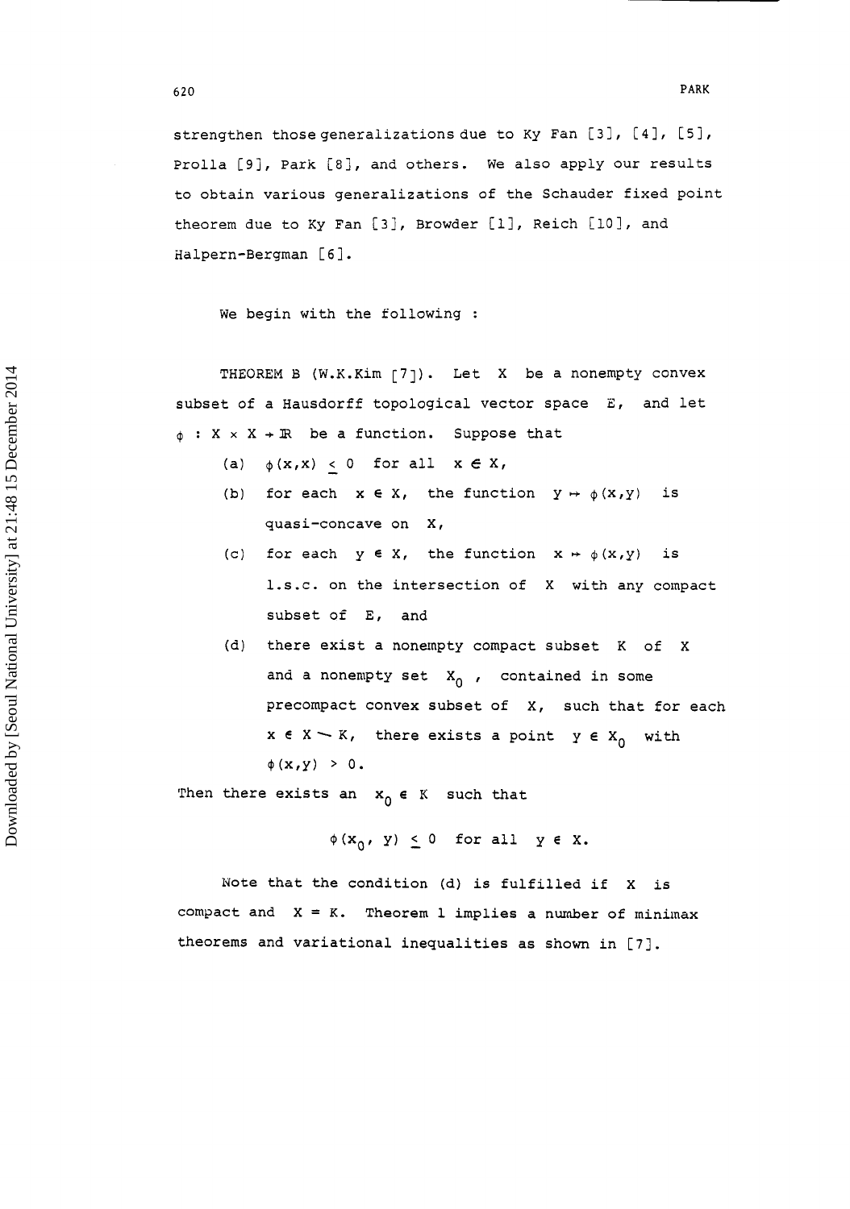strengthen those generalizations due to Ky Fan [3], [4], [5], Prolla [9], Park [8], and others. We also apply our results to obtain various generalizations of the Schauder fixed point theorem due to Ky Fan [3], Browder [1], Reich [10], and Halpern-Bergman [6].

We begin with the following :

THEOREM B (W.K.Kim [7]). Let $X$ be a nonempty convex subset of a Hausdorff topological vector space $E$, and let $\phi : X \times X \to \mathbb{R}$ be a function. Suppose that

(a) $\phi(x,x) \leq 0$ for all $x \in X$,

(b) for each $x \in X$, the function $y \mapsto \phi(x,y)$ is quasi-concave on $X$,

(c) for each $y \in X$, the function $x \mapsto \phi(x,y)$ is l.s.c. on the intersection of $X$ with any compact subset of $E$, and

(d) there exist a nonempty compact subset $K$ of $X$ and a nonempty set $X_0$, contained in some precompact convex subset of $X$, such that for each $x \in X \setminus K$, there exists a point $y \in X_0$ with $\phi(x,y) > 0$.

Then there exists an $x_0 \in K$ such that

$$\phi(x_0, y) \leq 0 \quad \text{for all} \quad y \in X.$$

Note that the condition (d) is fulfilled if $X$ is compact and $X = K$. Theorem 1 implies a number of minimax theorems and variational inequalities as shown in [7].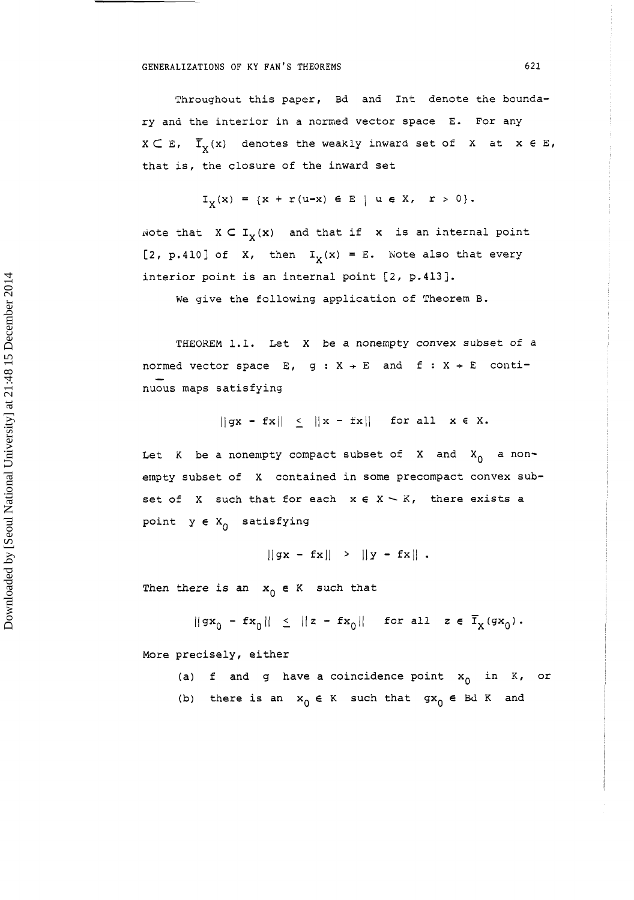Throughout this paper, Bd and Int denote the boundary and the interior in a normed vector space $E$. For any $X \subset E$, $\overline{I}_X(x)$ denotes the weakly inward set of $X$ at $x \in E$, that is, the closure of the inward set

$$I_X(x) = \{x + r(u-x) \in E \mid u \in X, \ r > 0\}.$$

Note that $X \subset I_X(x)$ and that if $x$ is an internal point [2, p.410] of $X$, then $I_X(x) = E$. Note also that every interior point is an internal point [2, p.413].

We give the following application of Theorem B.

THEOREM 1.1. Let $X$ be a nonempty convex subset of a normed vector space $E$, $g : X \to E$ and $f : X \to E$ continuous maps satisfying

$$\|gx - fx\| \leq \|x - fx\| \quad \text{for all} \quad x \in X.$$

Let $K$ be a nonempty compact subset of $X$ and $X_0$ a nonempty subset of $X$ contained in some precompact convex subset of $X$ such that for each $x \in X \setminus K$, there exists a point $y \in X_0$ satisfying

$$\|gx - fx\| > \|y - fx\| .$$

Then there is an $x_0 \in K$ such that

$$\|gx_0 - fx_0\| \leq \|z - fx_0\| \quad \text{for all} \quad z \in \overline{I}_X(gx_0).$$

More precisely, either

(a) $f$ and $g$ have a coincidence point $x_0$ in $K$, or

(b) there is an $x_0 \in K$ such that $gx_0 \in \text{Bd } K$ and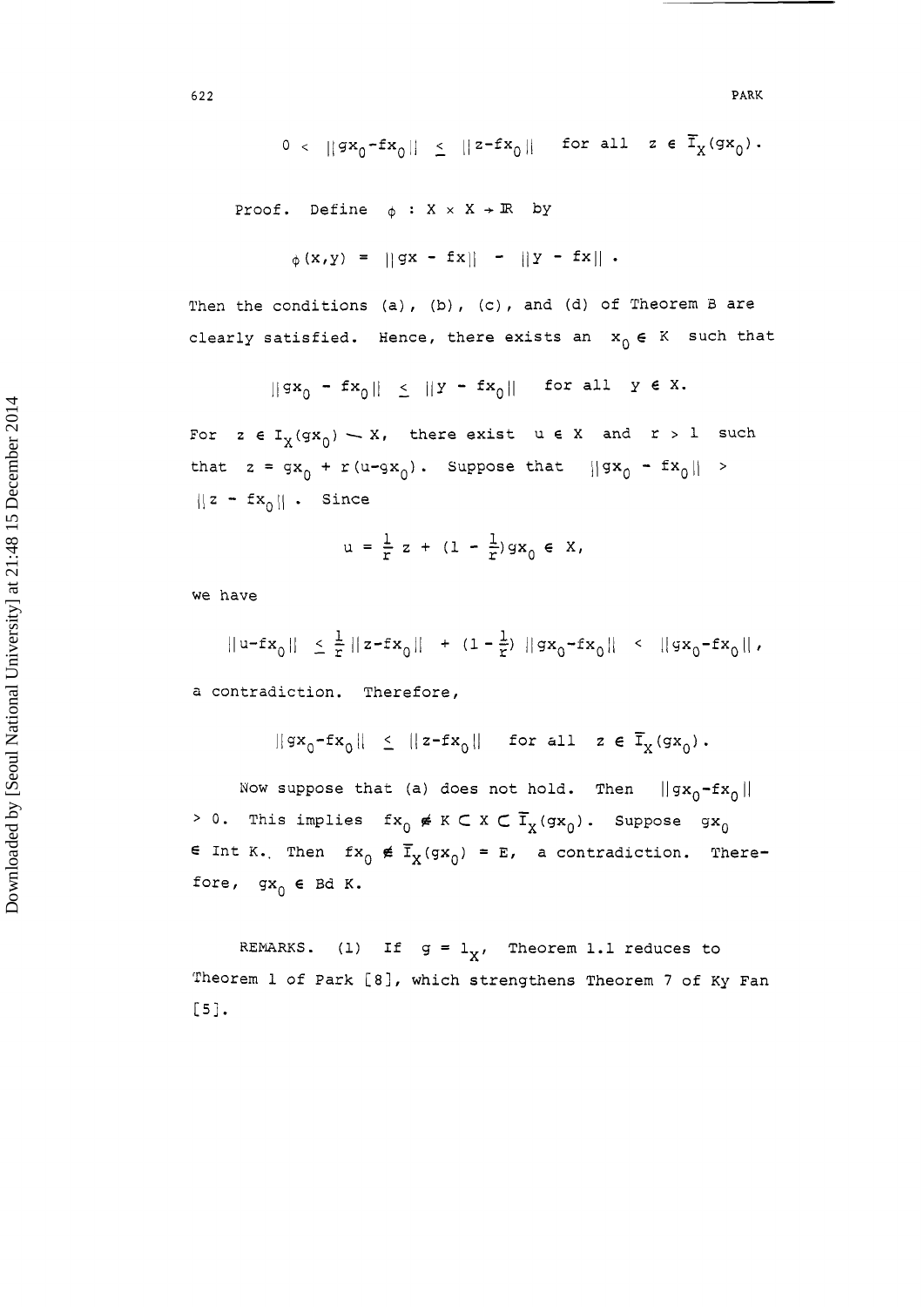$$0 < \|gx_0 - fx_0\| \leq \|z - fx_0\| \quad \text{for all} \quad z \in \overline{I}_X(gx_0).$$

Proof. Define $\phi : X \times X \to \mathbb{R}$ by

$$\phi(x,y) = \|gx - fx\| - \|y - fx\|.$$

Then the conditions (a), (b), (c), and (d) of Theorem B are clearly satisfied. Hence, there exists an $x_0 \in K$ such that

$$\|gx_0 - fx_0\| \leq \|y - fx_0\| \quad \text{for all} \quad y \in X.$$

For $z \in I_X(gx_0) \smallsetminus X$, there exist $u \in X$ and $r > 1$ such that $z = gx_0 + r(u - gx_0)$. Suppose that $\|gx_0 - fx_0\| > \|z - fx_0\|$. Since

$$u = \frac{1}{r} z + (1 - \frac{1}{r}) gx_0 \in X,$$

we have

$$\|u - fx_0\| \leq \frac{1}{r}\|z - fx_0\| + (1 - \frac{1}{r}) \|gx_0 - fx_0\| < \|gx_0 - fx_0\|,$$

a contradiction. Therefore,

$$\|gx_0 - fx_0\| \leq \|z - fx_0\| \quad \text{for all} \quad z \in \overline{I}_X(gx_0).$$

Now suppose that (a) does not hold. Then $\|gx_0 - fx_0\| > 0$. This implies $fx_0 \notin K \subset X \subset \overline{I}_X(gx_0)$. Suppose $gx_0 \in \text{Int } K$. Then $fx_0 \notin \overline{I}_X(gx_0) = E$, a contradiction. Therefore, $gx_0 \in \text{Bd } K$.

REMARKS. (1) If $g = 1_X$, Theorem 1.1 reduces to Theorem 1 of Park [8], which strengthens Theorem 7 of Ky Fan [5].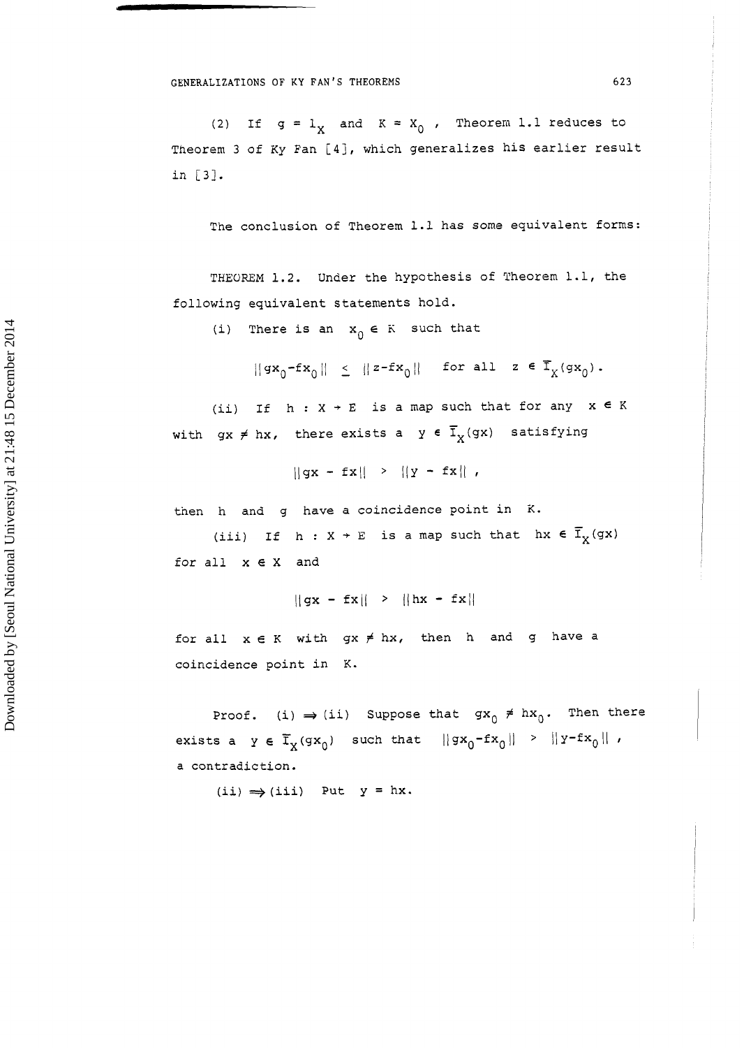(2) If $g = 1_X$ and $K = X_0$, Theorem 1.1 reduces to Theorem 3 of Ky Fan [4], which generalizes his earlier result in [3].

The conclusion of Theorem 1.1 has some equivalent forms:

THEOREM 1.2. Under the hypothesis of Theorem 1.1, the following equivalent statements hold.

(i) There is an $x_0 \in K$ such that

$$\|gx_0 - fx_0\| \leq \|z - fx_0\| \quad \text{for all } z \in \overline{I}_X(gx_0).$$

(ii) If $h : X \to E$ is a map such that for any $x \in K$ with $gx \neq hx$, there exists a $y \in \overline{I}_X(gx)$ satisfying

$$\|gx - fx\| > \|y - fx\|,$$

then $h$ and $g$ have a coincidence point in $K$.

(iii) If $h : X \to E$ is a map such that $hx \in \overline{I}_X(gx)$ for all $x \in X$ and

$$\|gx - fx\| > \|hx - fx\|$$

for all $x \in K$ with $gx \neq hx$, then $h$ and $g$ have a coincidence point in $K$.

Proof. (i) $\Rightarrow$ (ii) Suppose that $gx_0 \neq hx_0$. Then there exists a $y \in \overline{I}_X(gx_0)$ such that $\|gx_0 - fx_0\| > \|y - fx_0\|$, a contradiction.

(ii) $\Rightarrow$ (iii) Put $y = hx$.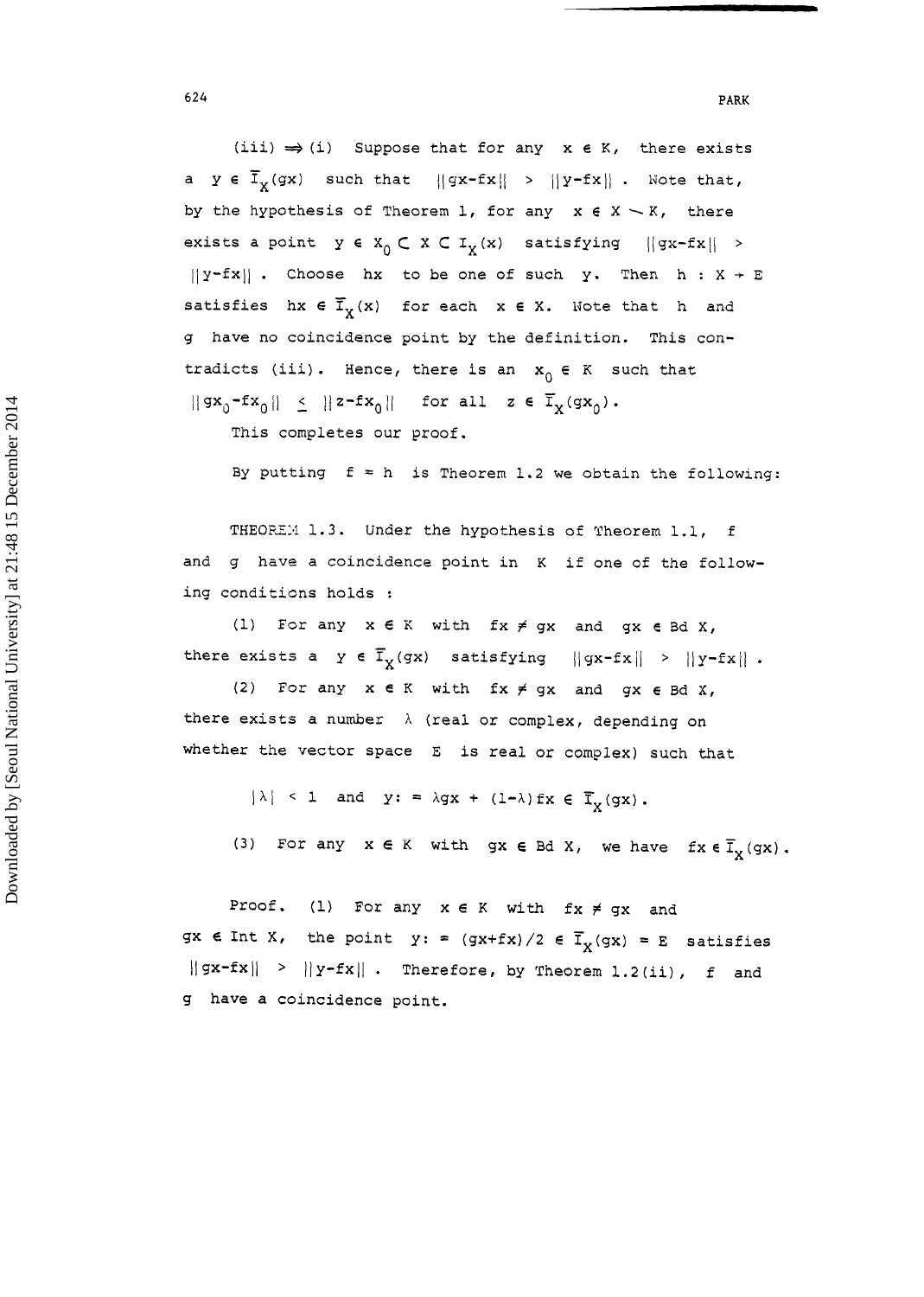(iii) $\Rightarrow$ (i) Suppose that for any $x \in K$, there exists a $y \in \overline{I}_X(gx)$ such that $\|gx-fx\| > \|y-fx\|$. Note that, by the hypothesis of Theorem 1, for any $x \in X \setminus K$, there exists a point $y \in X_0 \subset X \subset I_X(x)$ satisfying $\|gx-fx\| > \|y-fx\|$. Choose $hx$ to be one of such $y$. Then $h : X \to E$ satisfies $hx \in \overline{I}_X(x)$ for each $x \in X$. Note that $h$ and $g$ have no coincidence point by the definition. This contradicts (iii). Hence, there is an $x_0 \in K$ such that $\|gx_0-fx_0\| \leq \|z-fx_0\|$ for all $z \in \overline{I}_X(gx_0)$.

This completes our proof.

By putting $f = h$ is Theorem 1.2 we obtain the following:

THEOREM 1.3. Under the hypothesis of Theorem 1.1, $f$ and $g$ have a coincidence point in $K$ if one of the following conditions holds :

(1) For any $x \in K$ with $fx \neq gx$ and $gx \in \text{Bd } X$, there exists a $y \in \overline{I}_X(gx)$ satisfying $\|gx-fx\| > \|y-fx\|$.

(2) For any $x \in K$ with $fx \neq gx$ and $gx \in \text{Bd } X$, there exists a number $\lambda$ (real or complex, depending on whether the vector space $E$ is real or complex) such that

$$|\lambda| < 1 \quad \text{and} \quad y := \lambda gx + (1-\lambda)fx \in \overline{I}_X(gx).$$

(3) For any $x \in K$ with $gx \in \text{Bd } X$, we have $fx \in \overline{I}_X(gx)$.

Proof. (1) For any $x \in K$ with $fx \neq gx$ and $gx \in \text{Int } X$, the point $y := (gx+fx)/2 \in \overline{I}_X(gx) = E$ satisfies $\|gx-fx\| > \|y-fx\|$. Therefore, by Theorem 1.2(ii), $f$ and $g$ have a coincidence point.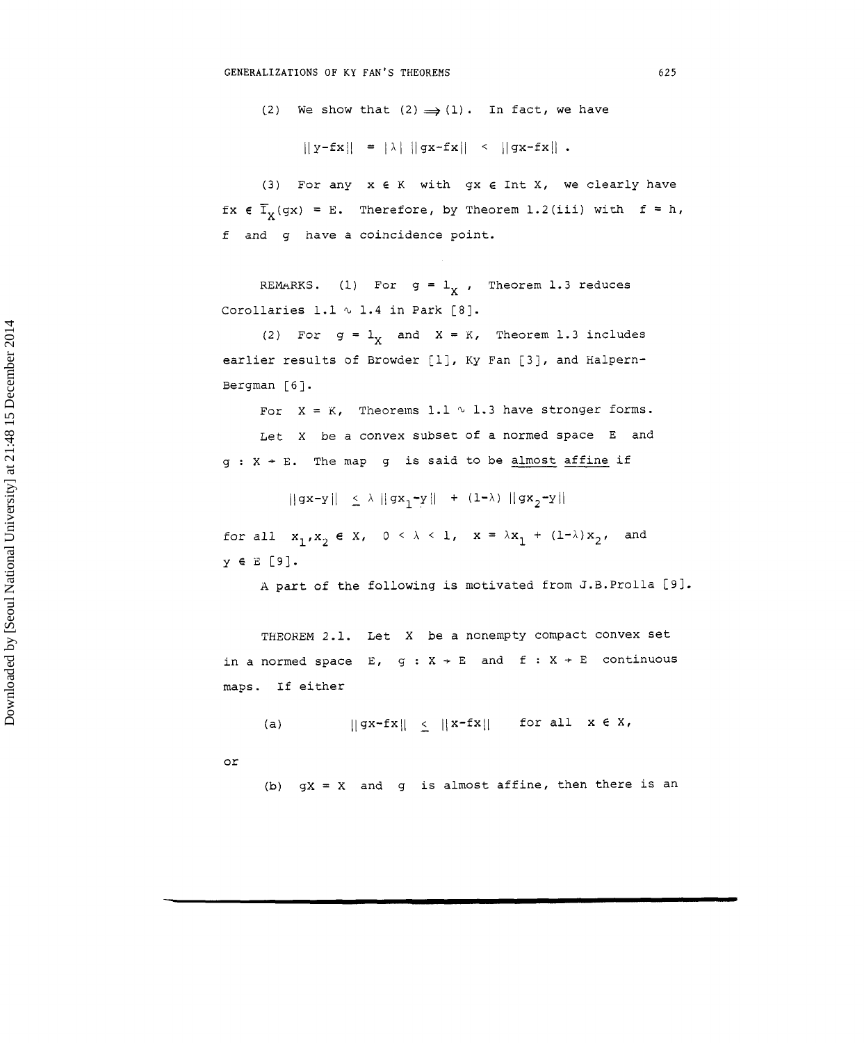(2) We show that (2) $\Longrightarrow$ (1). In fact, we have

$$\|y-fx\| = |\lambda| \, \|gx-fx\| < \|gx-fx\| .$$

(3) For any $x \in K$ with $gx \in \operatorname{Int} X$, we clearly have $fx \in \overline{I}_X(gx) = E$. Therefore, by Theorem 1.2(iii) with $f = h$, $f$ and $g$ have a coincidence point.

REMARKS. (1) For $g = 1_X$, Theorem 1.3 reduces Corollaries 1.1 $\sim$ 1.4 in Park [8].

(2) For $g = 1_X$ and $X = K$, Theorem 1.3 includes earlier results of Browder [1], Ky Fan [3], and Halpern-Bergman [6].

For $X = K$, Theorems 1.1 $\sim$ 1.3 have stronger forms.

Let $X$ be a convex subset of a normed space $E$ and $g : X \to E$. The map $g$ is said to be almost affine if

$$\|gx-y\| \leq \lambda \|gx_1-y\| + (1-\lambda) \|gx_2-y\|$$

for all $x_1, x_2 \in X$, $0 < \lambda < 1$, $x = \lambda x_1 + (1-\lambda)x_2$, and $y \in E$ [9].

A part of the following is motivated from J.B.Prolla [9].

THEOREM 2.1. Let $X$ be a nonempty compact convex set in a normed space $E$, $g : X \to E$ and $f : X \to E$ continuous maps. If either

(a) $\qquad \|gx-fx\| \leq \|x-fx\| \quad$ for all $x \in X$,

or

(b) $gX = X$ and $g$ is almost affine, then there is an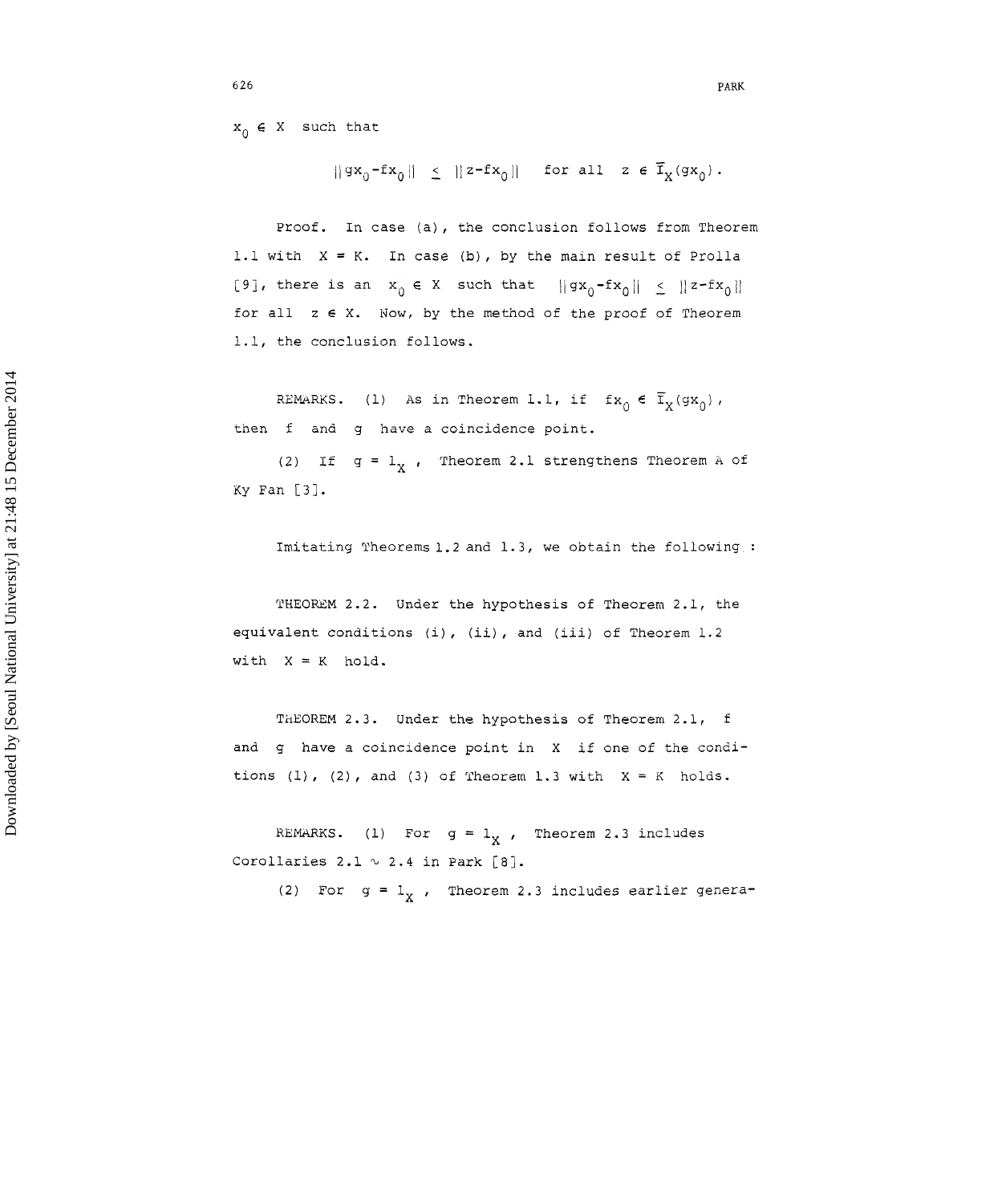$x_0 \in X$ such that

$$\|gx_0 - fx_0\| \leq \|z - fx_0\| \quad \text{for all} \quad z \in \overline{I}_X(gx_0).$$

Proof. In case (a), the conclusion follows from Theorem 1.1 with $X = K$. In case (b), by the main result of Prolla [9], there is an $x_0 \in X$ such that $\|gx_0 - fx_0\| \leq \|z - fx_0\|$ for all $z \in X$. Now, by the method of the proof of Theorem 1.1, the conclusion follows.

REMARKS. (1) As in Theorem 1.1, if $fx_0 \in \overline{I}_X(gx_0)$, then $f$ and $g$ have a coincidence point.

(2) If $g = 1_X$, Theorem 2.1 strengthens Theorem A of Ky Fan [3].

Imitating Theorems 1.2 and 1.3, we obtain the following:

THEOREM 2.2. Under the hypothesis of Theorem 2.1, the equivalent conditions (i), (ii), and (iii) of Theorem 1.2 with $X = K$ hold.

THEOREM 2.3. Under the hypothesis of Theorem 2.1, $f$ and $g$ have a coincidence point in $X$ if one of the conditions (1), (2), and (3) of Theorem 1.3 with $X = K$ holds.

REMARKS. (1) For $g = 1_X$, Theorem 2.3 includes Corollaries 2.1 $\sim$ 2.4 in Park [8].

(2) For $g = 1_X$, Theorem 2.3 includes earlier genera-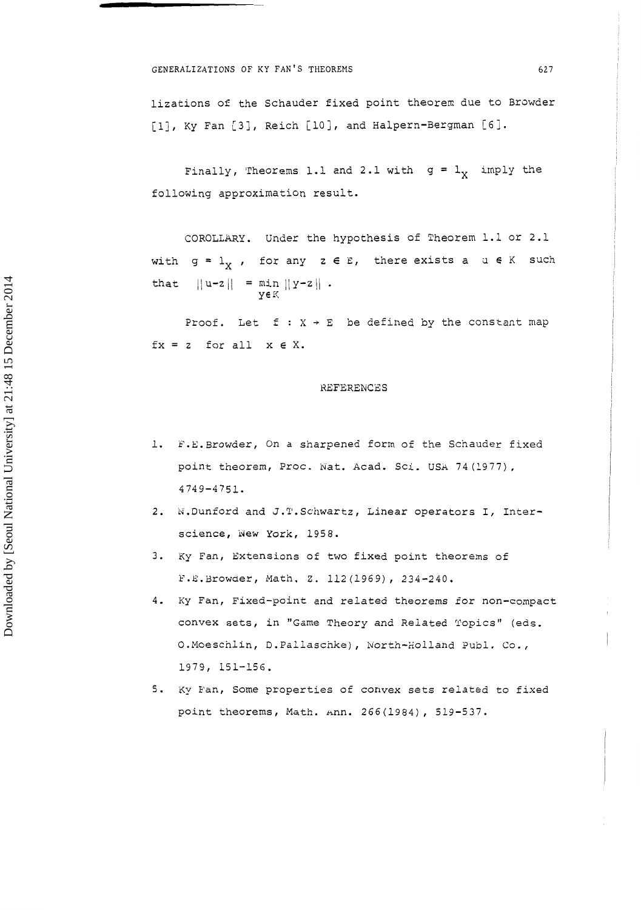lizations of the Schauder fixed point theorem due to Browder [1], Ky Fan [3], Reich [10], and Halpern-Bergman [6].

Finally, Theorems 1.1 and 2.1 with $g = 1_X$ imply the following approximation result.

COROLLARY. Under the hypothesis of Theorem 1.1 or 2.1 with $g = 1_X$, for any $z \in E$, there exists a $u \in K$ such that $\|u-z\| = \min_{y \in K} \|y-z\|$.

*Proof.* Let $f : X \to E$ be defined by the constant map $fx = z$ for all $x \in X$.

## REFERENCES

1. F.E.Browder, On a sharpened form of the Schauder fixed point theorem, Proc. Nat. Acad. Sci. USA 74(1977), 4749-4751.
2. N.Dunford and J.T.Schwartz, Linear operators I, Interscience, New York, 1958.
3. Ky Fan, Extensions of two fixed point theorems of F.E.Browder, Math. Z. 112(1969), 234-240.
4. Ky Fan, Fixed-point and related theorems for non-compact convex sets, in "Game Theory and Related Topics" (eds. O.Moeschlin, D.Pallaschke), North-Holland Publ. Co., 1979, 151-156.
5. Ky Fan, Some properties of convex sets related to fixed point theorems, Math. Ann. 266(1984), 519-537.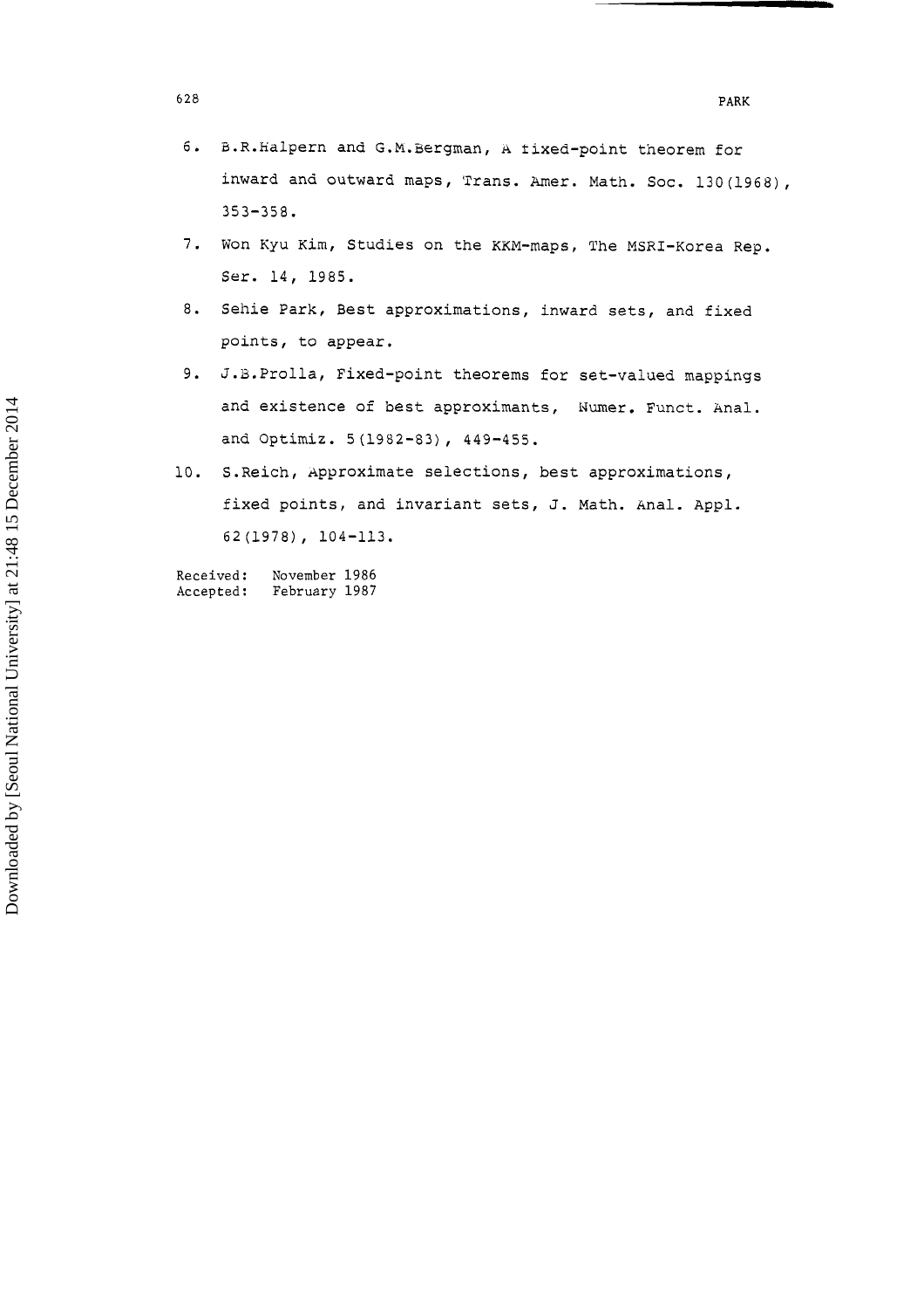6. B.R.Halpern and G.M.Bergman, A fixed-point theorem for inward and outward maps, Trans. Amer. Math. Soc. 130(1968), 353-358.

7. Won Kyu Kim, Studies on the KKM-maps, The MSRI-Korea Rep. Ser. 14, 1985.

8. Sehie Park, Best approximations, inward sets, and fixed points, to appear.

9. J.B.Prolla, Fixed-point theorems for set-valued mappings and existence of best approximants, Numer. Funct. Anal. and Optimiz. 5(1982-83), 449-455.

10. S.Reich, Approximate selections, best approximations, fixed points, and invariant sets, J. Math. Anal. Appl. 62(1978), 104-113.

Received: November 1986
Accepted: February 1987